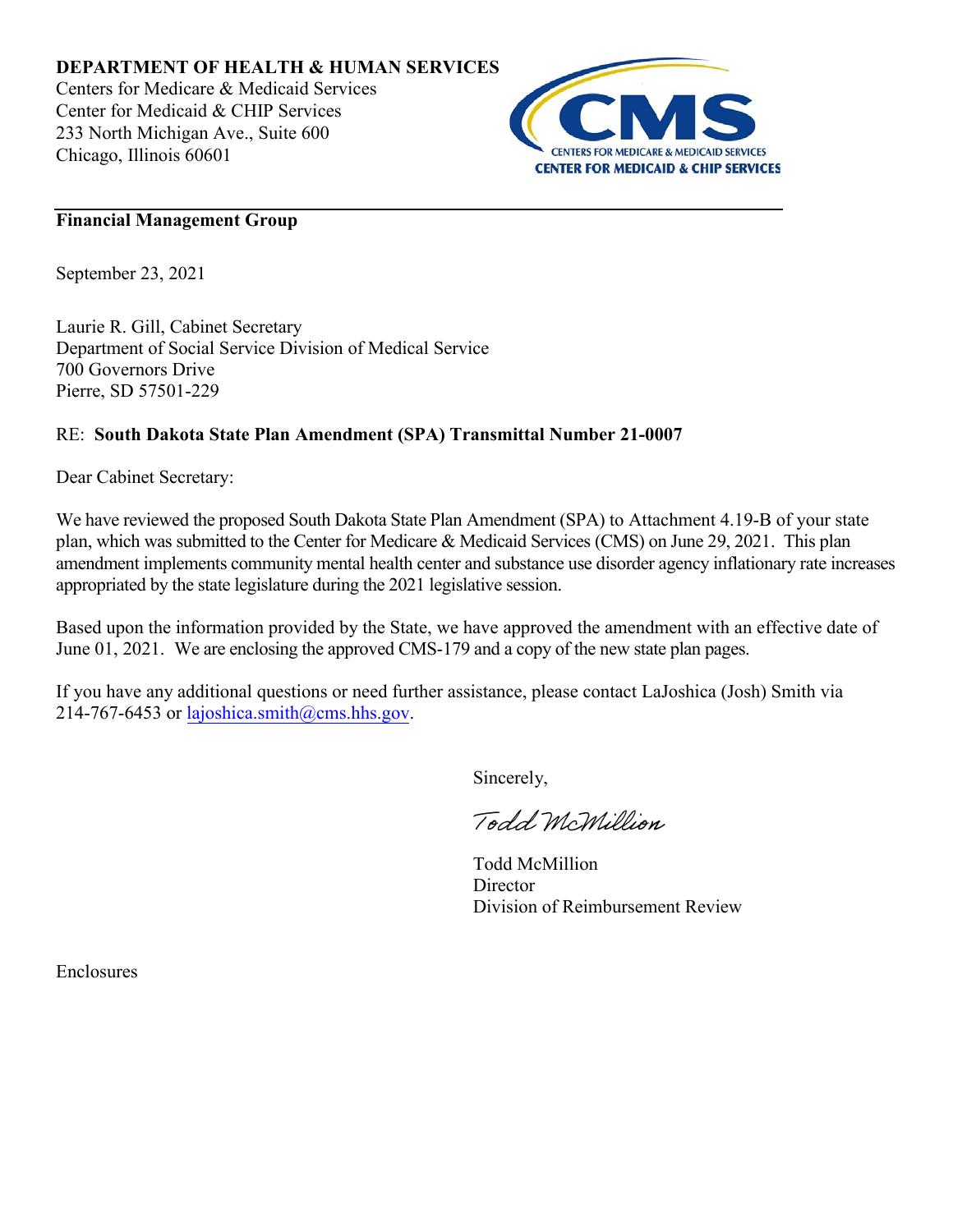**DEPARTMENT OF HEALTH & HUMAN SERVICES**
Centers for Medicare & Medicaid Services
Center for Medicaid & CHIP Services
233 North Michigan Ave., Suite 600
Chicago, Illinois 60601

CMS
CENTERS FOR MEDICARE & MEDICAID SERVICES
CENTER FOR MEDICAID & CHIP SERVICES

**Financial Management Group**

September 23, 2021

Laurie R. Gill, Cabinet Secretary
Department of Social Service Division of Medical Service
700 Governors Drive
Pierre, SD 57501-229

RE: **South Dakota State Plan Amendment (SPA) Transmittal Number 21-0007**

Dear Cabinet Secretary:

We have reviewed the proposed South Dakota State Plan Amendment (SPA) to Attachment 4.19-B of your state plan, which was submitted to the Center for Medicare & Medicaid Services (CMS) on June 29, 2021. This plan amendment implements community mental health center and substance use disorder agency inflationary rate increases appropriated by the state legislature during the 2021 legislative session.

Based upon the information provided by the State, we have approved the amendment with an effective date of June 01, 2021. We are enclosing the approved CMS-179 and a copy of the new state plan pages.

If you have any additional questions or need further assistance, please contact LaJoshica (Josh) Smith via 214-767-6453 or lajoshica.smith@cms.hhs.gov.

Sincerely,

*Todd McMillion*

Todd McMillion
Director
Division of Reimbursement Review

Enclosures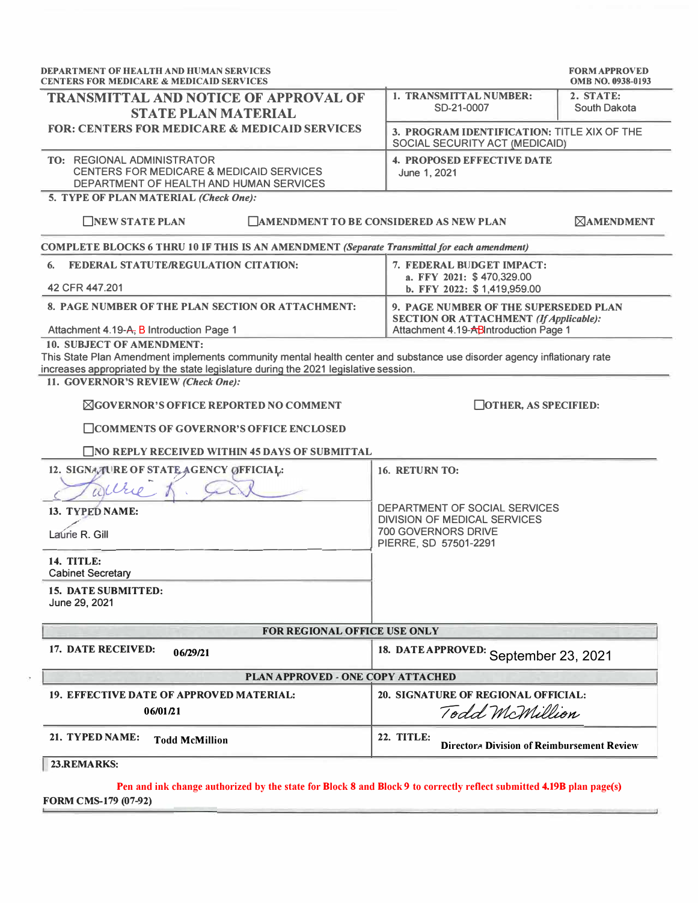DEPARTMENT OF HEALTH AND HUMAN SERVICES
CENTERS FOR MEDICARE & MEDICAID SERVICES

FORM APPROVED
OMB NO. 0938-0193

# TRANSMITTAL AND NOTICE OF APPROVAL OF STATE PLAN MATERIAL

**FOR: CENTERS FOR MEDICARE & MEDICAID SERVICES**

**1. TRANSMITTAL NUMBER:** SD-21-0007

**2. STATE:** South Dakota

**3. PROGRAM IDENTIFICATION:** TITLE XIX OF THE SOCIAL SECURITY ACT (MEDICAID)

**TO:** REGIONAL ADMINISTRATOR
CENTERS FOR MEDICARE & MEDICAID SERVICES
DEPARTMENT OF HEALTH AND HUMAN SERVICES

**4. PROPOSED EFFECTIVE DATE**
June 1, 2021

**5. TYPE OF PLAN MATERIAL** *(Check One):*

☐ NEW STATE PLAN ☐ AMENDMENT TO BE CONSIDERED AS NEW PLAN ☒ AMENDMENT

**COMPLETE BLOCKS 6 THRU 10 IF THIS IS AN AMENDMENT** *(Separate Transmittal for each amendment)*

**6. FEDERAL STATUTE/REGULATION CITATION:**
42 CFR 447.201

**7. FEDERAL BUDGET IMPACT:**
a. FFY 2021: $ 470,329.00
b. FFY 2022: $ 1,419,959.00

**8. PAGE NUMBER OF THE PLAN SECTION OR ATTACHMENT:**
Attachment 4.19-~~A,~~ B Introduction Page 1

**9. PAGE NUMBER OF THE SUPERSEDED PLAN SECTION OR ATTACHMENT** *(If Applicable):*
Attachment 4.19-~~A~~B Introduction Page 1

**10. SUBJECT OF AMENDMENT:**
This State Plan Amendment implements community mental health center and substance use disorder agency inflationary rate increases appropriated by the state legislature during the 2021 legislative session.

**11. GOVERNOR'S REVIEW** *(Check One):*

☒ GOVERNOR'S OFFICE REPORTED NO COMMENT
☐ COMMENTS OF GOVERNOR'S OFFICE ENCLOSED
☐ NO REPLY RECEIVED WITHIN 45 DAYS OF SUBMITTAL
☐ OTHER, AS SPECIFIED:

**12. SIGNATURE OF STATE AGENCY OFFICIAL:** Laurie R. Gill

**13. TYPED NAME:**
Laurie R. Gill

**14. TITLE:**
Cabinet Secretary

**15. DATE SUBMITTED:**
June 29, 2021

**16. RETURN TO:**
DEPARTMENT OF SOCIAL SERVICES
DIVISION OF MEDICAL SERVICES
700 GOVERNORS DRIVE
PIERRE, SD 57501-2291

**FOR REGIONAL OFFICE USE ONLY**

**17. DATE RECEIVED:** 06/29/21

**18. DATE APPROVED:** September 23, 2021

**PLAN APPROVED - ONE COPY ATTACHED**

**19. EFFECTIVE DATE OF APPROVED MATERIAL:** 06/01/21

**20. SIGNATURE OF REGIONAL OFFICIAL:** Todd McMillion

**21. TYPED NAME:** Todd McMillion

**22. TITLE:** Director, Division of Reimbursement Review

**23. REMARKS:**

Pen and ink change authorized by the state for Block 8 and Block 9 to correctly reflect submitted 4.19B plan page(s)

FORM CMS-179 (07-92)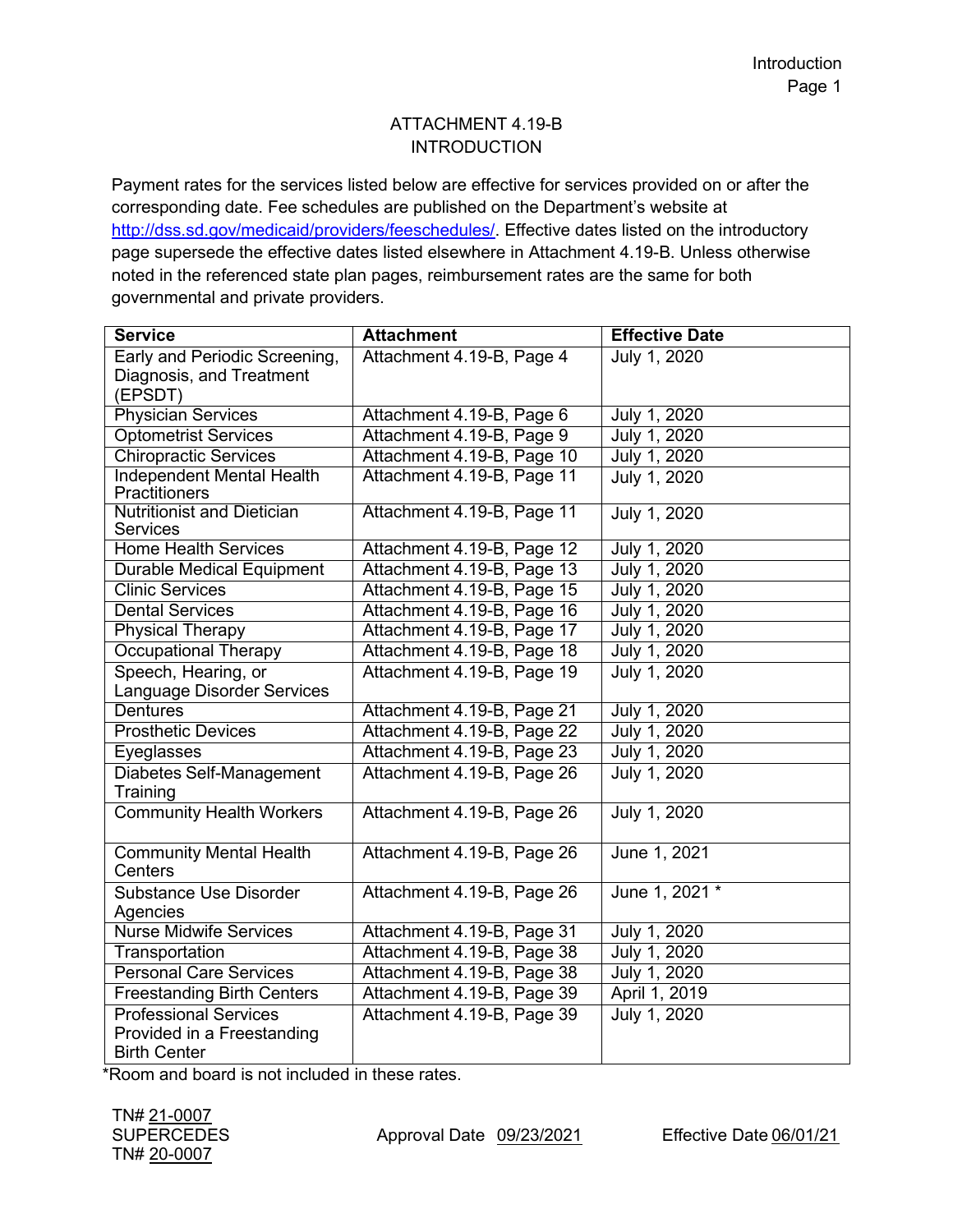# ATTACHMENT 4.19-B
## INTRODUCTION

Payment rates for the services listed below are effective for services provided on or after the corresponding date. Fee schedules are published on the Department's website at http://dss.sd.gov/medicaid/providers/feeschedules/. Effective dates listed on the introductory page supersede the effective dates listed elsewhere in Attachment 4.19-B. Unless otherwise noted in the referenced state plan pages, reimbursement rates are the same for both governmental and private providers.

| Service | Attachment | Effective Date |
|---|---|---|
| Early and Periodic Screening, Diagnosis, and Treatment (EPSDT) | Attachment 4.19-B, Page 4 | July 1, 2020 |
| Physician Services | Attachment 4.19-B, Page 6 | July 1, 2020 |
| Optometrist Services | Attachment 4.19-B, Page 9 | July 1, 2020 |
| Chiropractic Services | Attachment 4.19-B, Page 10 | July 1, 2020 |
| Independent Mental Health Practitioners | Attachment 4.19-B, Page 11 | July 1, 2020 |
| Nutritionist and Dietician Services | Attachment 4.19-B, Page 11 | July 1, 2020 |
| Home Health Services | Attachment 4.19-B, Page 12 | July 1, 2020 |
| Durable Medical Equipment | Attachment 4.19-B, Page 13 | July 1, 2020 |
| Clinic Services | Attachment 4.19-B, Page 15 | July 1, 2020 |
| Dental Services | Attachment 4.19-B, Page 16 | July 1, 2020 |
| Physical Therapy | Attachment 4.19-B, Page 17 | July 1, 2020 |
| Occupational Therapy | Attachment 4.19-B, Page 18 | July 1, 2020 |
| Speech, Hearing, or Language Disorder Services | Attachment 4.19-B, Page 19 | July 1, 2020 |
| Dentures | Attachment 4.19-B, Page 21 | July 1, 2020 |
| Prosthetic Devices | Attachment 4.19-B, Page 22 | July 1, 2020 |
| Eyeglasses | Attachment 4.19-B, Page 23 | July 1, 2020 |
| Diabetes Self-Management Training | Attachment 4.19-B, Page 26 | July 1, 2020 |
| Community Health Workers | Attachment 4.19-B, Page 26 | July 1, 2020 |
| Community Mental Health Centers | Attachment 4.19-B, Page 26 | June 1, 2021 |
| Substance Use Disorder Agencies | Attachment 4.19-B, Page 26 | June 1, 2021 * |
| Nurse Midwife Services | Attachment 4.19-B, Page 31 | July 1, 2020 |
| Transportation | Attachment 4.19-B, Page 38 | July 1, 2020 |
| Personal Care Services | Attachment 4.19-B, Page 38 | July 1, 2020 |
| Freestanding Birth Centers | Attachment 4.19-B, Page 39 | April 1, 2019 |
| Professional Services Provided in a Freestanding Birth Center | Attachment 4.19-B, Page 39 | July 1, 2020 |

*Room and board is not included in these rates.

TN# 21-0007
SUPERCEDES
TN# 20-0007

Approval Date 09/23/2021

Effective Date 06/01/21